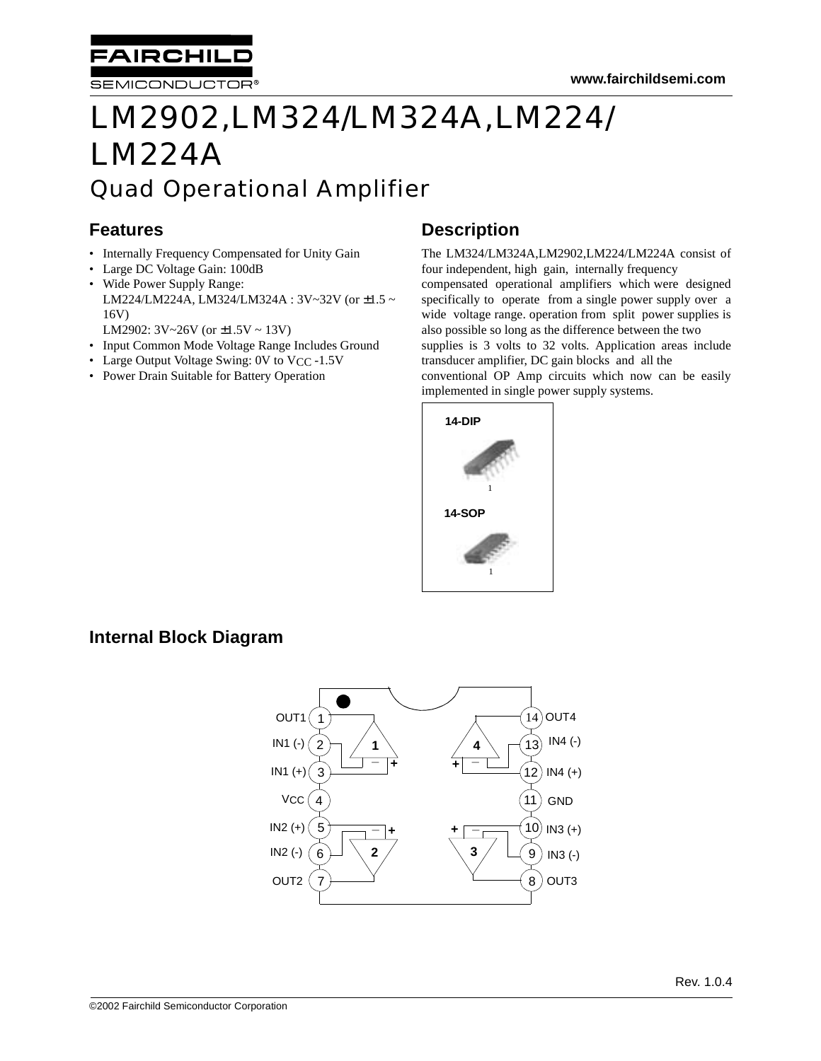# LM2902,LM324/LM324A,LM224/ LM224A

## Quad Operational Amplifier

### Features

- Internally Frequency Compensated for Unity Gain
- Large DC Voltage Gain: 100dB
- Wide Power Supply Range:
  LM224/LM224A, LM324/LM324A : 3V~32V (or ±1.5 ~ 16V)
  LM2902: 3V~26V (or ±1.5V ~ 13V)
- Input Common Mode Voltage Range Includes Ground
- Large Output Voltage Swing: 0V to $V_{CC}$ -1.5V
- Power Drain Suitable for Battery Operation

### Description

The LM324/LM324A,LM2902,LM224/LM224A consist of four independent, high gain, internally frequency compensated operational amplifiers which were designed specifically to operate from a single power supply over a wide voltage range. operation from split power supplies is also possible so long as the difference between the two supplies is 3 volts to 32 volts. Application areas include transducer amplifier, DC gain blocks and all the conventional OP Amp circuits which now can be easily implemented in single power supply systems.

14-DIP

14-SOP

### Internal Block Diagram

| Pin | Name | Pin | Name |
|---|---|---|---|
| 1 | OUT1 | 14 | OUT4 |
| 2 | IN1 (-) | 13 | IN4 (-) |
| 3 | IN1 (+) | 12 | IN4 (+) |
| 4 | VCC | 11 | GND |
| 5 | IN2 (+) | 10 | IN3 (+) |
| 6 | IN2 (-) | 9 | IN3 (-) |
| 7 | OUT2 | 8 | OUT3 |

Rev. 1.0.4

©2002 Fairchild Semiconductor Corporation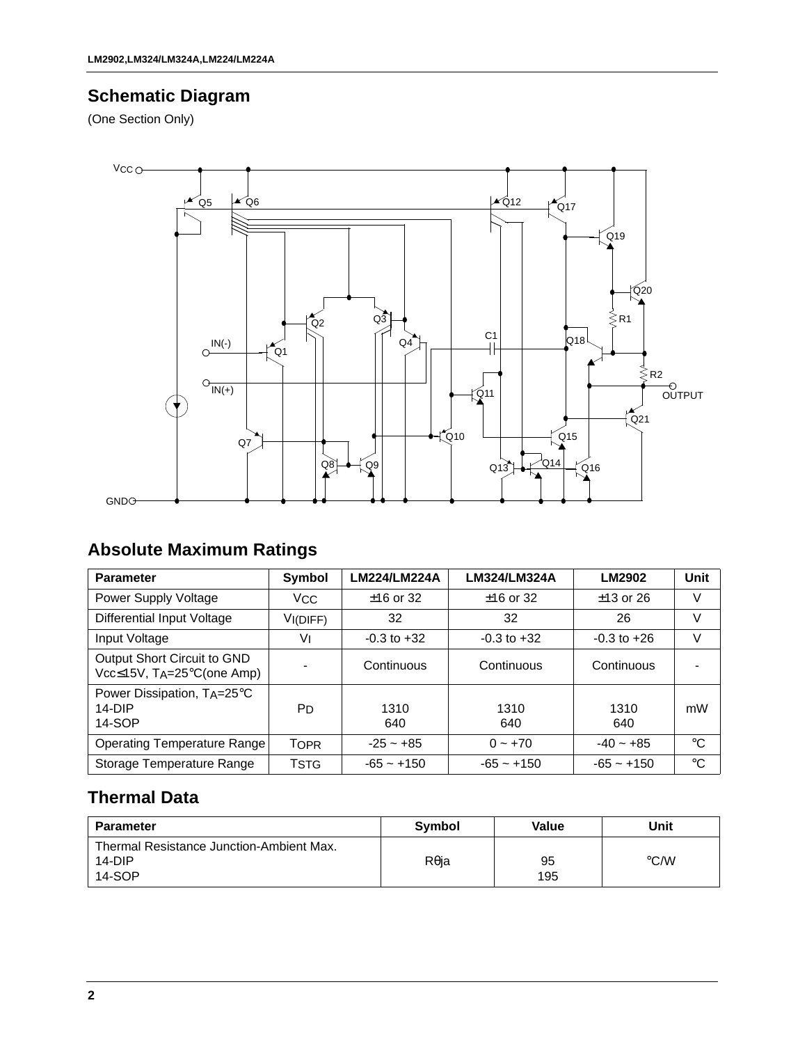## Schematic Diagram

(One Section Only)

## Absolute Maximum Ratings

| Parameter | Symbol | LM224/LM224A | LM324/LM324A | LM2902 | Unit |
|---|---|---|---|---|---|
| Power Supply Voltage | $V_{CC}$ | ±16 or 32 | ±16 or 32 | ±13 or 26 | V |
| Differential Input Voltage | $V_{I(DIFF)}$ | 32 | 32 | 26 | V |
| Input Voltage | $V_I$ | -0.3 to +32 | -0.3 to +32 | -0.3 to +26 | V |
| Output Short Circuit to GND Vcc≤15V, $T_A$=25°C(one Amp) | - | Continuous | Continuous | Continuous | - |
| Power Dissipation, $T_A$=25°C 14-DIP 14-SOP | $P_D$ | 1310 640 | 1310 640 | 1310 640 | mW |
| Operating Temperature Range | $T_{OPR}$ | -25 ~ +85 | 0 ~ +70 | -40 ~ +85 | °C |
| Storage Temperature Range | $T_{STG}$ | -65 ~ +150 | -65 ~ +150 | -65 ~ +150 | °C |

## Thermal Data

| Parameter | Symbol | Value | Unit |
|---|---|---|---|
| Thermal Resistance Junction-Ambient Max. 14-DIP 14-SOP | Rθja | 95 195 | °C/W |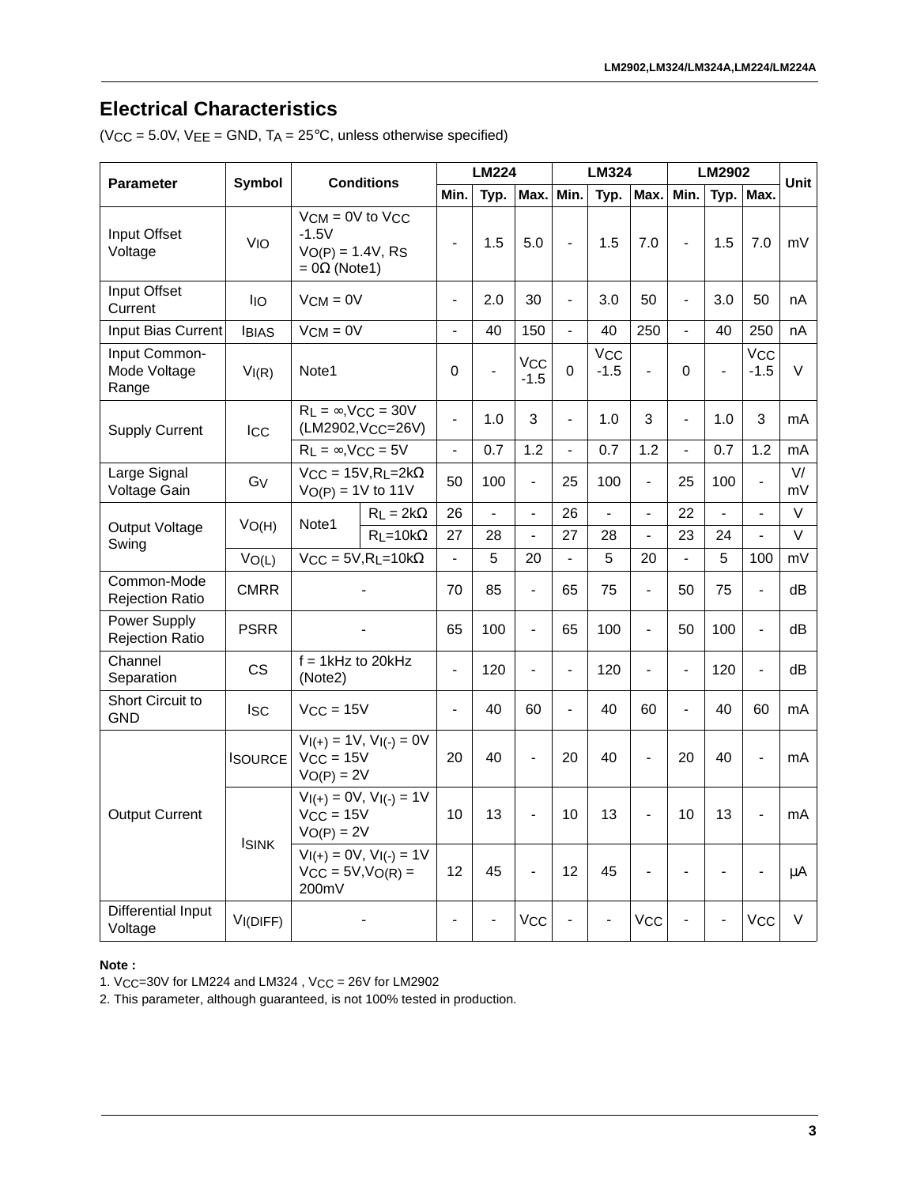## Electrical Characteristics

($V_{CC}$ = 5.0V, $V_{EE}$ = GND, $T_A$ = 25°C, unless otherwise specified)

| Parameter | Symbol | Conditions | | LM224 | | | LM324 | | | LM2902 | | | Unit |
|---|---|---|---|---|---|---|---|---|---|---|---|---|---|
| | | | | Min. | Typ. | Max. | Min. | Typ. | Max. | Min. | Typ. | Max. | |
| Input Offset Voltage | $V_{IO}$ | $V_{CM}$ = 0V to $V_{CC}$ -1.5V $V_{O(P)}$ = 1.4V, $R_S$ = 0Ω (Note1) | | - | 1.5 | 5.0 | - | 1.5 | 7.0 | - | 1.5 | 7.0 | mV |
| Input Offset Current | $I_{IO}$ | $V_{CM}$ = 0V | | - | 2.0 | 30 | - | 3.0 | 50 | - | 3.0 | 50 | nA |
| Input Bias Current | $I_{BIAS}$ | $V_{CM}$ = 0V | | - | 40 | 150 | - | 40 | 250 | - | 40 | 250 | nA |
| Input Common-Mode Voltage Range | $V_{I(R)}$ | Note1 | | 0 | - | $V_{CC}$ -1.5 | 0 | $V_{CC}$ -1.5 | - | 0 | - | $V_{CC}$ -1.5 | V |
| Supply Current | $I_{CC}$ | $R_L$ = ∞,$V_{CC}$ = 30V (LM2902,$V_{CC}$=26V) | | - | 1.0 | 3 | - | 1.0 | 3 | - | 1.0 | 3 | mA |
| | | $R_L$ = ∞,$V_{CC}$ = 5V | | - | 0.7 | 1.2 | - | 0.7 | 1.2 | - | 0.7 | 1.2 | mA |
| Large Signal Voltage Gain | $G_V$ | $V_{CC}$ = 15V,$R_L$=2kΩ $V_{O(P)}$ = 1V to 11V | | 50 | 100 | - | 25 | 100 | - | 25 | 100 | - | V/mV |
| Output Voltage Swing | $V_{O(H)}$ | Note1 | $R_L$ = 2kΩ | 26 | - | - | 26 | - | - | 22 | - | - | V |
| | | | $R_L$=10kΩ | 27 | 28 | - | 27 | 28 | - | 23 | 24 | - | V |
| | $V_{O(L)}$ | $V_{CC}$ = 5V,$R_L$=10kΩ | | - | 5 | 20 | - | 5 | 20 | - | 5 | 100 | mV |
| Common-Mode Rejection Ratio | CMRR | - | | 70 | 85 | - | 65 | 75 | - | 50 | 75 | - | dB |
| Power Supply Rejection Ratio | PSRR | - | | 65 | 100 | - | 65 | 100 | - | 50 | 100 | - | dB |
| Channel Separation | CS | f = 1kHz to 20kHz (Note2) | | - | 120 | - | - | 120 | - | - | 120 | - | dB |
| Short Circuit to GND | $I_{SC}$ | $V_{CC}$ = 15V | | - | 40 | 60 | - | 40 | 60 | - | 40 | 60 | mA |
| Output Current | $I_{SOURCE}$ | $V_{I(+)}$ = 1V, $V_{I(-)}$ = 0V $V_{CC}$ = 15V $V_{O(P)}$ = 2V | | 20 | 40 | - | 20 | 40 | - | 20 | 40 | - | mA |
| | $I_{SINK}$ | $V_{I(+)}$ = 0V, $V_{I(-)}$ = 1V $V_{CC}$ = 15V $V_{O(P)}$ = 2V | | 10 | 13 | - | 10 | 13 | - | 10 | 13 | - | mA |
| | | $V_{I(+)}$ = 0V, $V_{I(-)}$ = 1V $V_{CC}$ = 5V,$V_{O(R)}$ = 200mV | | 12 | 45 | - | 12 | 45 | - | - | - | - | μA |
| Differential Input Voltage | $V_{I(DIFF)}$ | - | | - | - | $V_{CC}$ | - | - | $V_{CC}$ | - | - | $V_{CC}$ | V |

**Note :**

1. $V_{CC}$=30V for LM224 and LM324 , $V_{CC}$ = 26V for LM2902
2. This parameter, although guaranteed, is not 100% tested in production.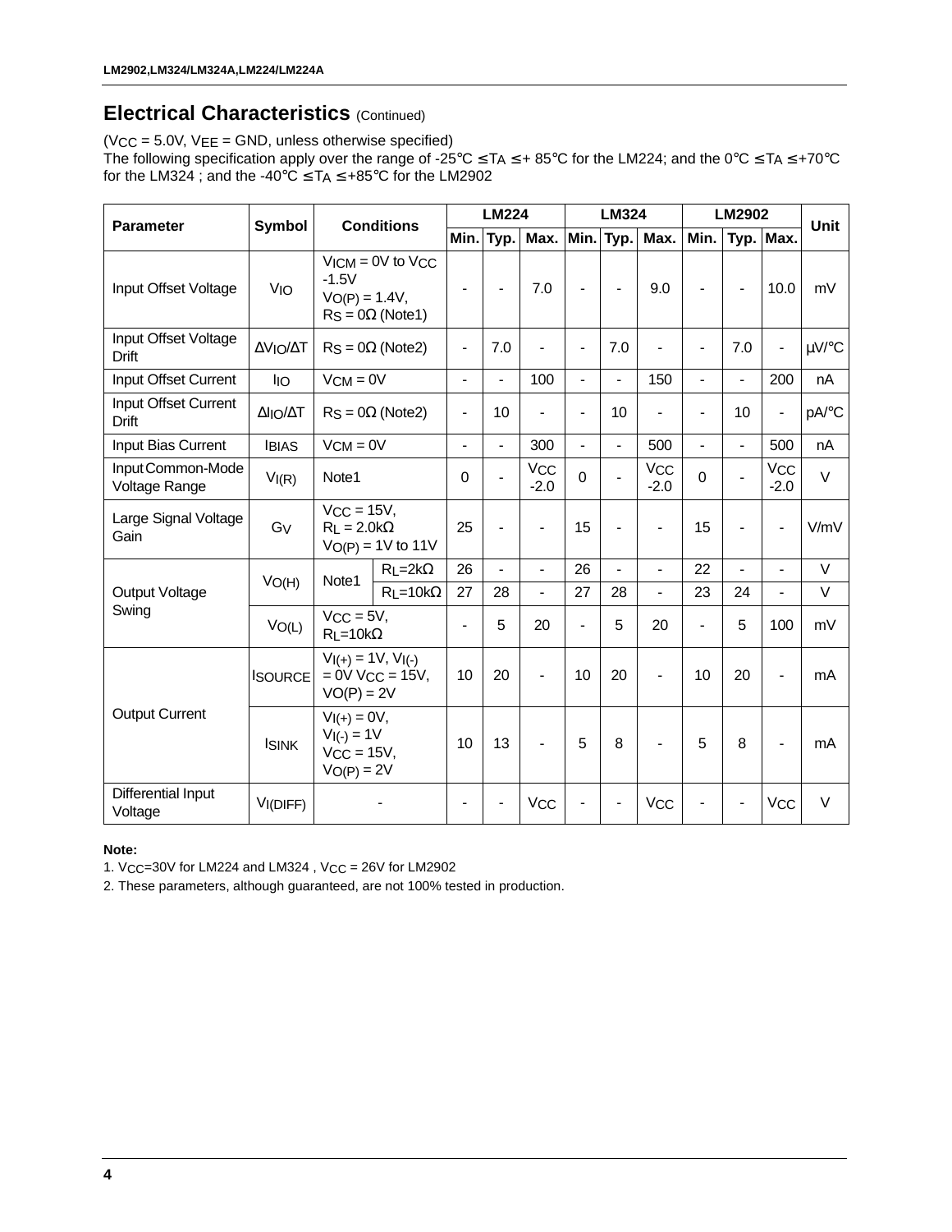## Electrical Characteristics (Continued)

($V_{CC}$ = 5.0V, $V_{EE}$ = GND, unless otherwise specified)
The following specification apply over the range of -25°C ≤ $T_A$ ≤ + 85°C for the LM224; and the 0°C ≤ $T_A$ ≤ +70°C for the LM324 ; and the -40°C ≤ $T_A$ ≤ +85°C for the LM2902

| Parameter | Symbol | Conditions | | LM224 | | | LM324 | | | LM2902 | | | Unit |
|---|---|---|---|---|---|---|---|---|---|---|---|---|---|
| | | | | Min. | Typ. | Max. | Min. | Typ. | Max. | Min. | Typ. | Max. | |
| Input Offset Voltage | $V_{IO}$ | $V_{ICM}$ = 0V to $V_{CC}$ -1.5V $V_{O(P)}$ = 1.4V, $R_S$ = 0Ω (Note1) | | - | - | 7.0 | - | - | 9.0 | - | - | 10.0 | mV |
| Input Offset Voltage Drift | $\Delta V_{IO}/\Delta T$ | $R_S$ = 0Ω (Note2) | | - | 7.0 | - | - | 7.0 | - | - | 7.0 | - | μV/°C |
| Input Offset Current | $I_{IO}$ | $V_{CM}$ = 0V | | - | - | 100 | - | - | 150 | - | - | 200 | nA |
| Input Offset Current Drift | $\Delta I_{IO}/\Delta T$ | $R_S$ = 0Ω (Note2) | | - | 10 | - | - | 10 | - | - | 10 | - | pA/°C |
| Input Bias Current | $I_{BIAS}$ | $V_{CM}$ = 0V | | - | - | 300 | - | - | 500 | - | - | 500 | nA |
| Input Common-Mode Voltage Range | $V_{I(R)}$ | Note1 | | 0 | - | $V_{CC}$ -2.0 | 0 | - | $V_{CC}$ -2.0 | 0 | - | $V_{CC}$ -2.0 | V |
| Large Signal Voltage Gain | $G_V$ | $V_{CC}$ = 15V, $R_L$ = 2.0kΩ $V_{O(P)}$ = 1V to 11V | | 25 | - | - | 15 | - | - | 15 | - | - | V/mV |
| Output Voltage Swing | $V_{O(H)}$ | Note1 | $R_L$=2kΩ | 26 | - | - | 26 | - | - | 22 | - | - | V |
| | | | $R_L$=10kΩ | 27 | 28 | - | 27 | 28 | - | 23 | 24 | - | V |
| | $V_{O(L)}$ | $V_{CC}$ = 5V, $R_L$=10kΩ | | - | 5 | 20 | - | 5 | 20 | - | 5 | 100 | mV |
| Output Current | $I_{SOURCE}$ | $V_{I(+)}$ = 1V, $V_{I(-)}$ = 0V $V_{CC}$ = 15V, $V_{O(P)}$ = 2V | | 10 | 20 | - | 10 | 20 | - | 10 | 20 | - | mA |
| | $I_{SINK}$ | $V_{I(+)}$ = 0V, $V_{I(-)}$ = 1V $V_{CC}$ = 15V, $V_{O(P)}$ = 2V | | 10 | 13 | - | 5 | 8 | - | 5 | 8 | - | mA |
| Differential Input Voltage | $V_{I(DIFF)}$ | - | | - | - | $V_{CC}$ | - | - | $V_{CC}$ | - | - | $V_{CC}$ | V |

**Note:**

1. $V_{CC}$=30V for LM224 and LM324 , $V_{CC}$ = 26V for LM2902
2. These parameters, although guaranteed, are not 100% tested in production.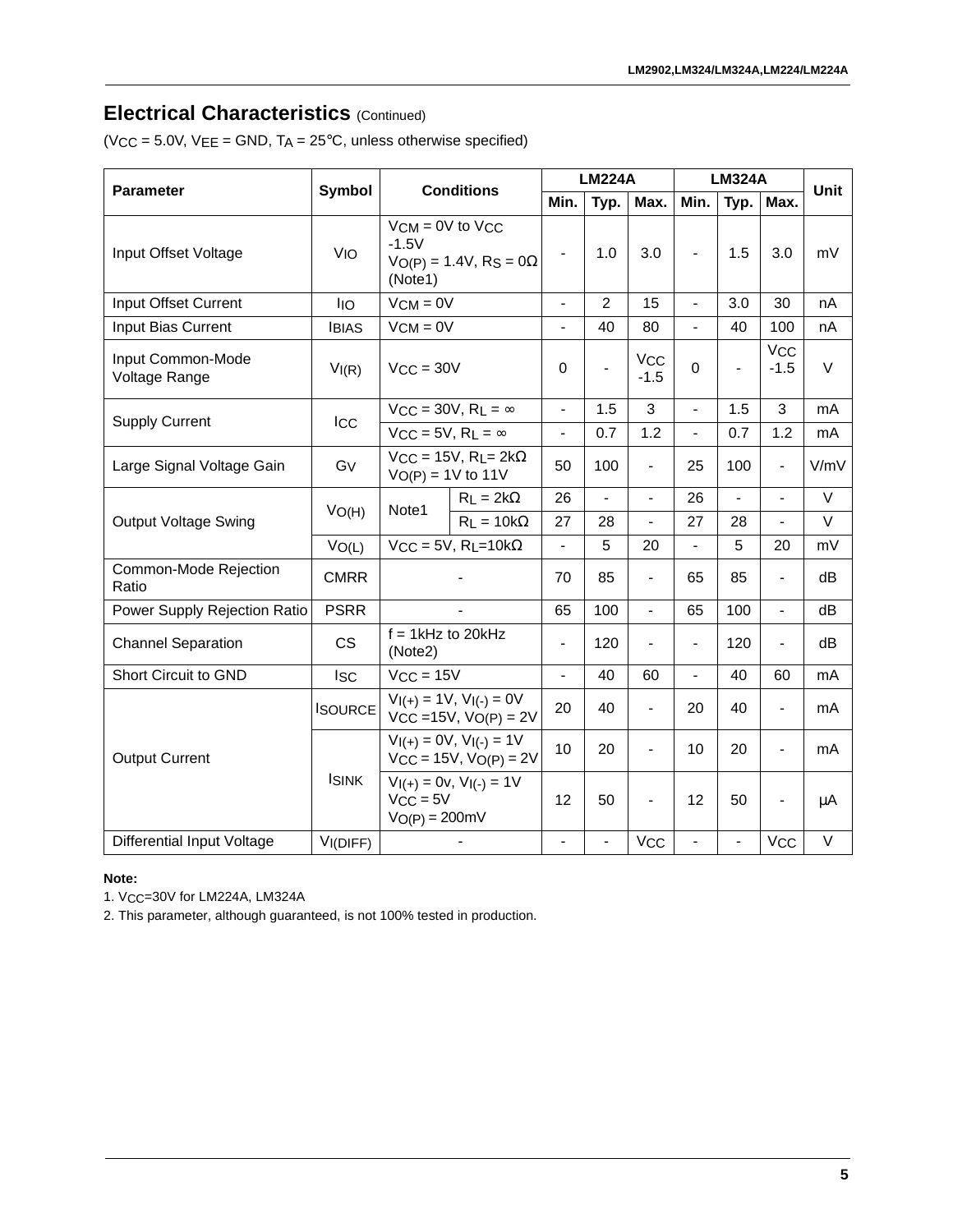## Electrical Characteristics (Continued)

($V_{CC}$ = 5.0V, $V_{EE}$ = GND, $T_A$ = 25°C, unless otherwise specified)

| Parameter | Symbol | Conditions | | LM224A | | | LM324A | | | Unit |
|---|---|---|---|---|---|---|---|---|---|---|
| | | | | Min. | Typ. | Max. | Min. | Typ. | Max. | |
| Input Offset Voltage | $V_{IO}$ | $V_{CM}$ = 0V to $V_{CC}$ -1.5V $V_{O(P)}$ = 1.4V, $R_S$ = 0Ω (Note1) | | - | 1.0 | 3.0 | - | 1.5 | 3.0 | mV |
| Input Offset Current | $I_{IO}$ | $V_{CM}$ = 0V | | - | 2 | 15 | - | 3.0 | 30 | nA |
| Input Bias Current | $I_{BIAS}$ | $V_{CM}$ = 0V | | - | 40 | 80 | - | 40 | 100 | nA |
| Input Common-Mode Voltage Range | $V_{I(R)}$ | $V_{CC}$ = 30V | | 0 | - | $V_{CC}$ -1.5 | 0 | - | $V_{CC}$ -1.5 | V |
| Supply Current | $I_{CC}$ | $V_{CC}$ = 30V, $R_L$ = ∞ | | - | 1.5 | 3 | - | 1.5 | 3 | mA |
| | | $V_{CC}$ = 5V, $R_L$ = ∞ | | - | 0.7 | 1.2 | - | 0.7 | 1.2 | mA |
| Large Signal Voltage Gain | $G_V$ | $V_{CC}$ = 15V, $R_L$= 2kΩ $V_{O(P)}$ = 1V to 11V | | 50 | 100 | - | 25 | 100 | - | V/mV |
| Output Voltage Swing | $V_{O(H)}$ | Note1 | $R_L$ = 2kΩ | 26 | - | - | 26 | - | - | V |
| | | | $R_L$ = 10kΩ | 27 | 28 | - | 27 | 28 | - | V |
| | $V_{O(L)}$ | $V_{CC}$ = 5V, $R_L$=10kΩ | | - | 5 | 20 | - | 5 | 20 | mV |
| Common-Mode Rejection Ratio | CMRR | - | | 70 | 85 | - | 65 | 85 | - | dB |
| Power Supply Rejection Ratio | PSRR | - | | 65 | 100 | - | 65 | 100 | - | dB |
| Channel Separation | CS | f = 1kHz to 20kHz (Note2) | | - | 120 | - | - | 120 | - | dB |
| Short Circuit to GND | $I_{SC}$ | $V_{CC}$ = 15V | | - | 40 | 60 | - | 40 | 60 | mA |
| Output Current | $I_{SOURCE}$ | $V_{I(+)}$ = 1V, $V_{I(-)}$ = 0V $V_{CC}$ =15V, $V_{O(P)}$ = 2V | | 20 | 40 | - | 20 | 40 | - | mA |
| | $I_{SINK}$ | $V_{I(+)}$ = 0V, $V_{I(-)}$ = 1V $V_{CC}$ = 15V, $V_{O(P)}$ = 2V | | 10 | 20 | - | 10 | 20 | - | mA |
| | | $V_{I(+)}$ = 0v, $V_{I(-)}$ = 1V $V_{CC}$ = 5V $V_{O(P)}$ = 200mV | | 12 | 50 | - | 12 | 50 | - | μA |
| Differential Input Voltage | $V_{I(DIFF)}$ | - | | - | - | $V_{CC}$ | - | - | $V_{CC}$ | V |

**Note:**

1. $V_{CC}$=30V for LM224A, LM324A
2. This parameter, although guaranteed, is not 100% tested in production.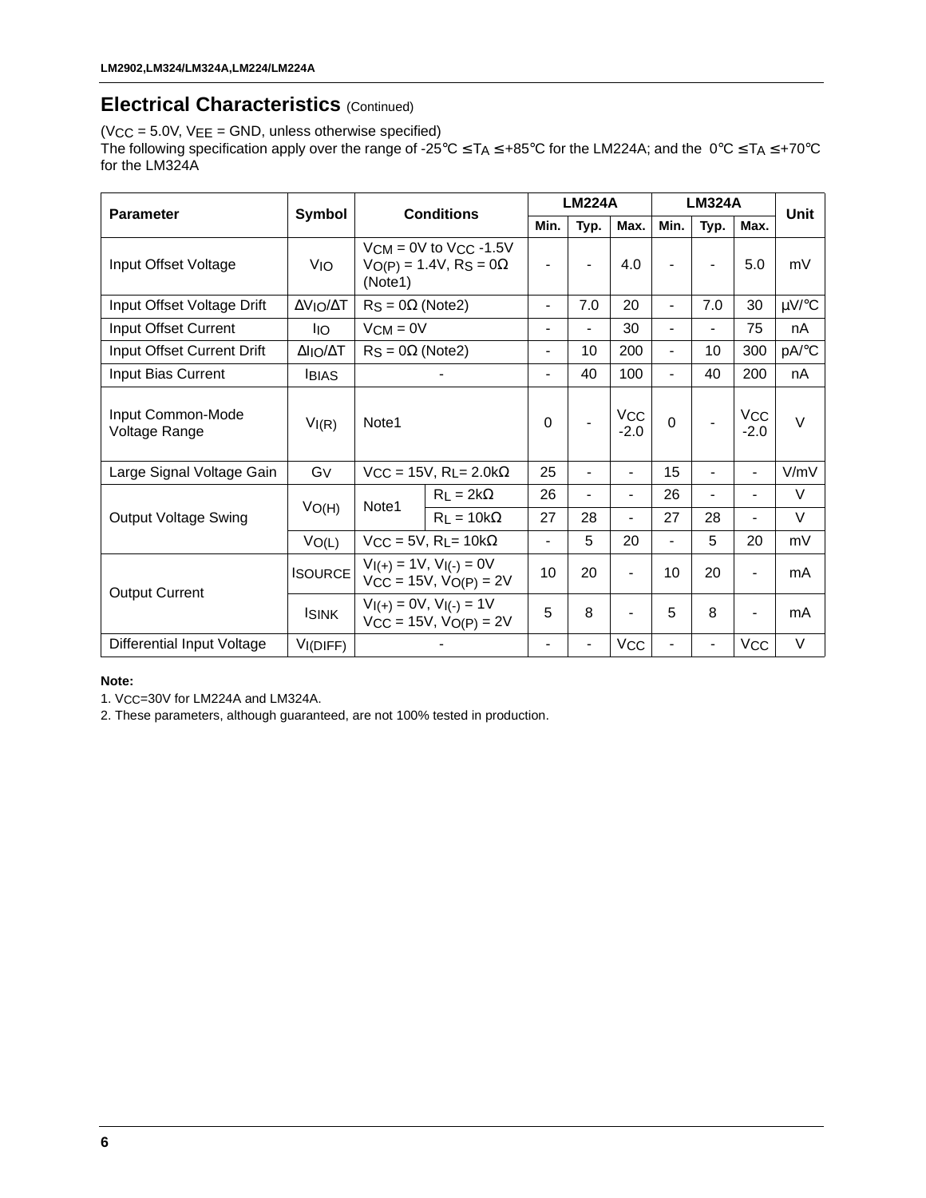## Electrical Characteristics (Continued)

($V_{CC}$ = 5.0V, $V_{EE}$ = GND, unless otherwise specified)
The following specification apply over the range of -25°C ≤ $T_A$ ≤ +85°C for the LM224A; and the 0°C ≤ $T_A$ ≤ +70°C for the LM324A

| Parameter | Symbol | Conditions | | LM224A | | | LM324A | | | Unit |
|---|---|---|---|---|---|---|---|---|---|---|
| | | | | Min. | Typ. | Max. | Min. | Typ. | Max. | |
| Input Offset Voltage | $V_{IO}$ | $V_{CM}$ = 0V to $V_{CC}$ -1.5V $V_{O(P)}$ = 1.4V, $R_S$ = 0Ω (Note1) | | - | - | 4.0 | - | - | 5.0 | mV |
| Input Offset Voltage Drift | $\Delta V_{IO}/\Delta T$ | $R_S$ = 0Ω (Note2) | | - | 7.0 | 20 | - | 7.0 | 30 | μV/°C |
| Input Offset Current | $I_{IO}$ | $V_{CM}$ = 0V | | - | - | 30 | - | - | 75 | nA |
| Input Offset Current Drift | $\Delta I_{IO}/\Delta T$ | $R_S$ = 0Ω (Note2) | | - | 10 | 200 | - | 10 | 300 | pA/°C |
| Input Bias Current | $I_{BIAS}$ | - | | - | 40 | 100 | - | 40 | 200 | nA |
| Input Common-Mode Voltage Range | $V_{I(R)}$ | Note1 | | 0 | - | $V_{CC}$ -2.0 | 0 | - | $V_{CC}$ -2.0 | V |
| Large Signal Voltage Gain | $G_V$ | $V_{CC}$ = 15V, $R_L$= 2.0kΩ | | 25 | - | - | 15 | - | - | V/mV |
| Output Voltage Swing | $V_{O(H)}$ | Note1 | $R_L$ = 2kΩ | 26 | - | - | 26 | - | - | V |
| | | | $R_L$ = 10kΩ | 27 | 28 | - | 27 | 28 | - | V |
| | $V_{O(L)}$ | $V_{CC}$ = 5V, $R_L$= 10kΩ | | - | 5 | 20 | - | 5 | 20 | mV |
| Output Current | $I_{SOURCE}$ | $V_{I(+)}$ = 1V, $V_{I(-)}$ = 0V $V_{CC}$ = 15V, $V_{O(P)}$ = 2V | | 10 | 20 | - | 10 | 20 | - | mA |
| | $I_{SINK}$ | $V_{I(+)}$ = 0V, $V_{I(-)}$ = 1V $V_{CC}$ = 15V, $V_{O(P)}$ = 2V | | 5 | 8 | - | 5 | 8 | - | mA |
| Differential Input Voltage | $V_{I(DIFF)}$ | - | | - | - | $V_{CC}$ | - | - | $V_{CC}$ | V |

**Note:**

1. $V_{CC}$=30V for LM224A and LM324A.
2. These parameters, although guaranteed, are not 100% tested in production.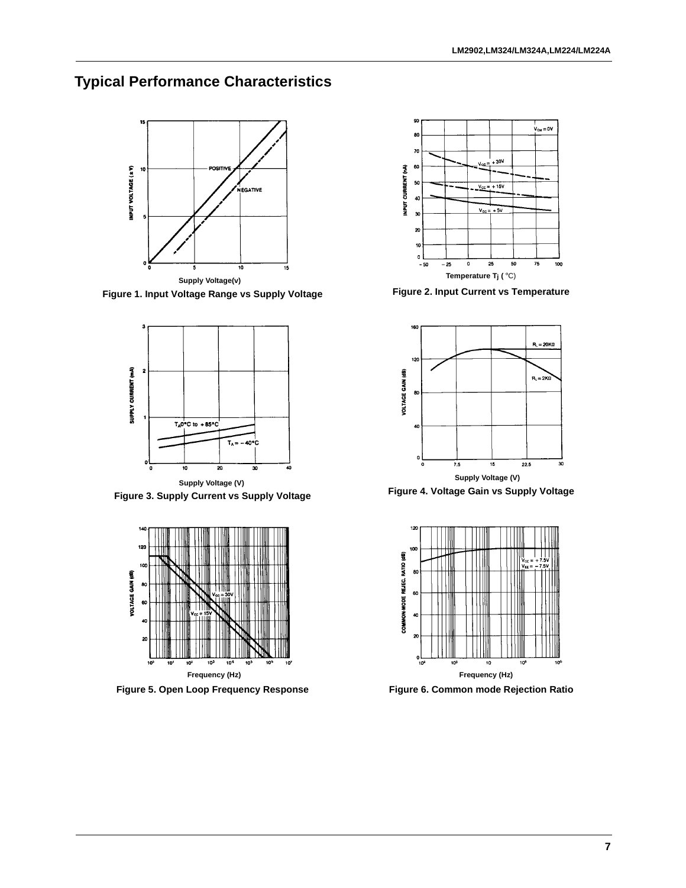# Typical Performance Characteristics

Supply Voltage(v)

Figure 1. Input Voltage Range vs Supply Voltage

Temperature Tj (°C)

Figure 2. Input Current vs Temperature

Supply Voltage (V)

Figure 3. Supply Current vs Supply Voltage

Supply Voltage (V)

Figure 4. Voltage Gain vs Supply Voltage

Frequency (Hz)

Figure 5. Open Loop Frequency Response

Frequency (Hz)

Figure 6. Common mode Rejection Ratio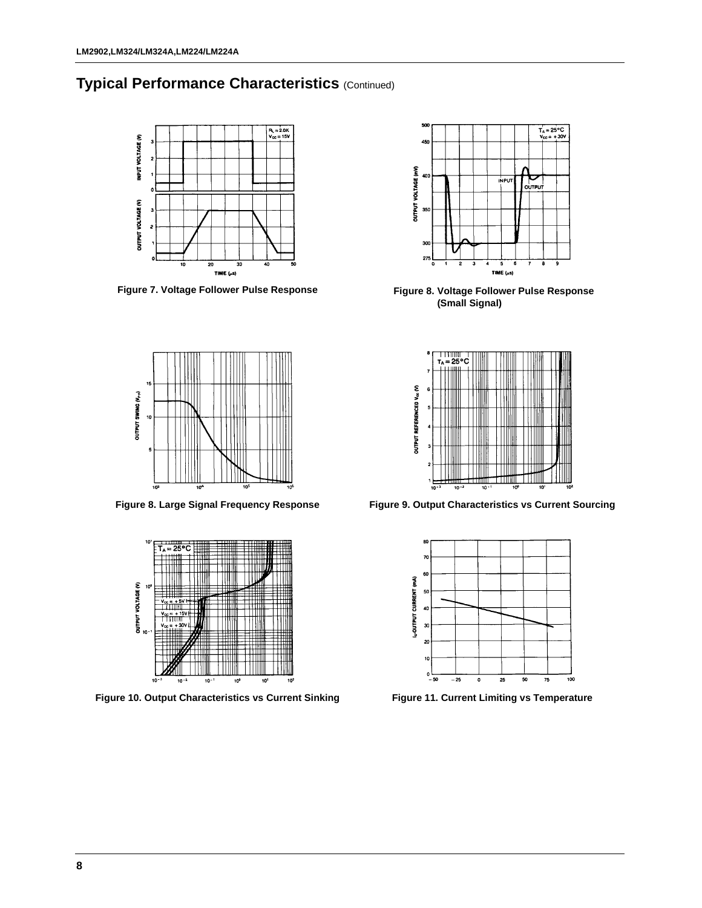## Typical Performance Characteristics (Continued)

Figure 7. Voltage Follower Pulse Response

Figure 8. Voltage Follower Pulse Response (Small Signal)

Figure 8. Large Signal Frequency Response

Figure 9. Output Characteristics vs Current Sourcing

Figure 10. Output Characteristics vs Current Sinking

Figure 11. Current Limiting vs Temperature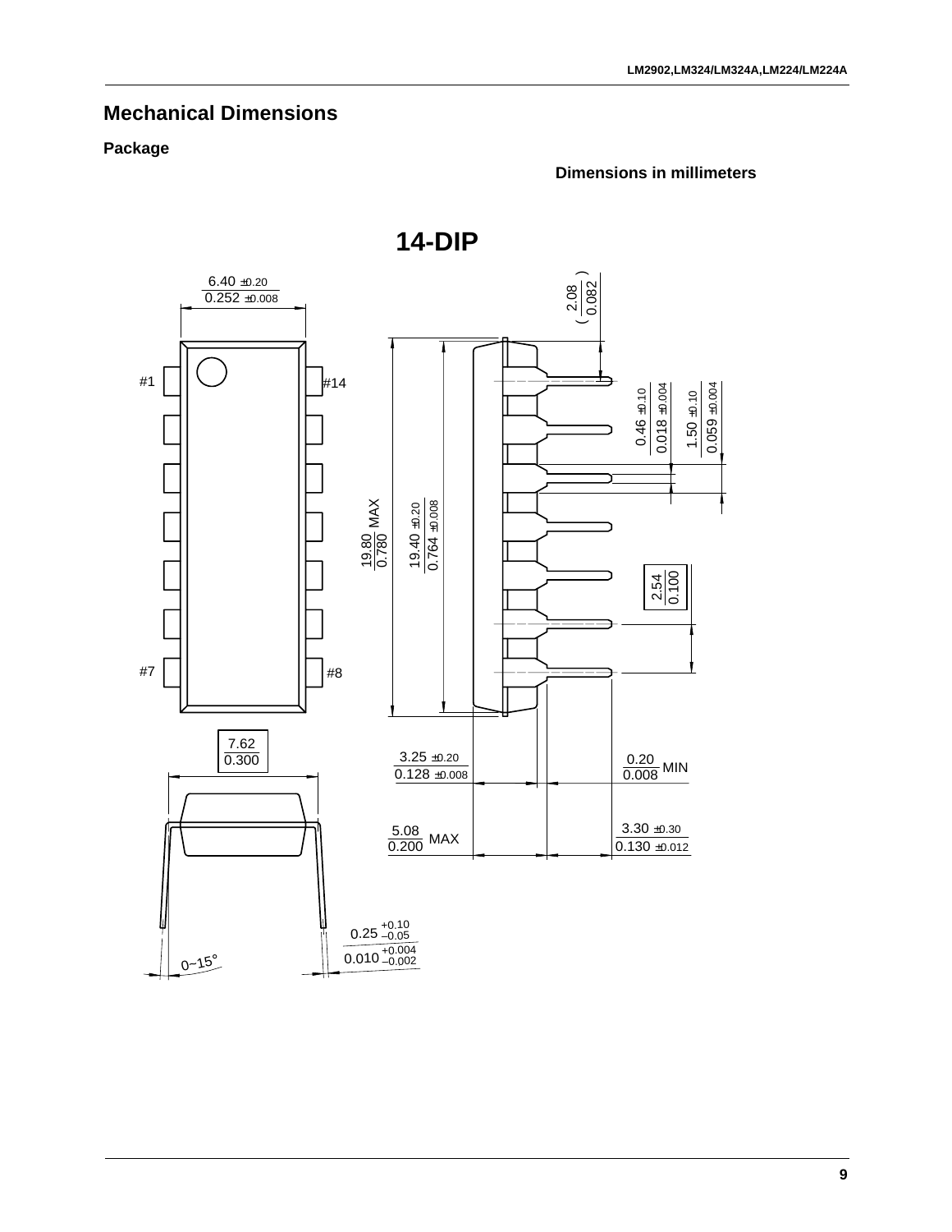## Mechanical Dimensions

### Package

**Dimensions in millimeters**

**14-DIP**

6.40 ±0.20
0.252 ±0.008

#1 #14

#7 #8

2.08
(0.082)

0.46 ±0.10
0.018 ±0.004

1.50 ±0.10
0.059 ±0.004

19.80 MAX
0.780

19.40 ±0.20
0.764 ±0.008

2.54
0.100

7.62
0.300

3.25 ±0.20
0.128 ±0.008

0.20 MIN
0.008

5.08 MAX
0.200

3.30 ±0.30
0.130 ±0.012

0.25 +0.10 −0.05
0.010 +0.004 −0.002

0~15°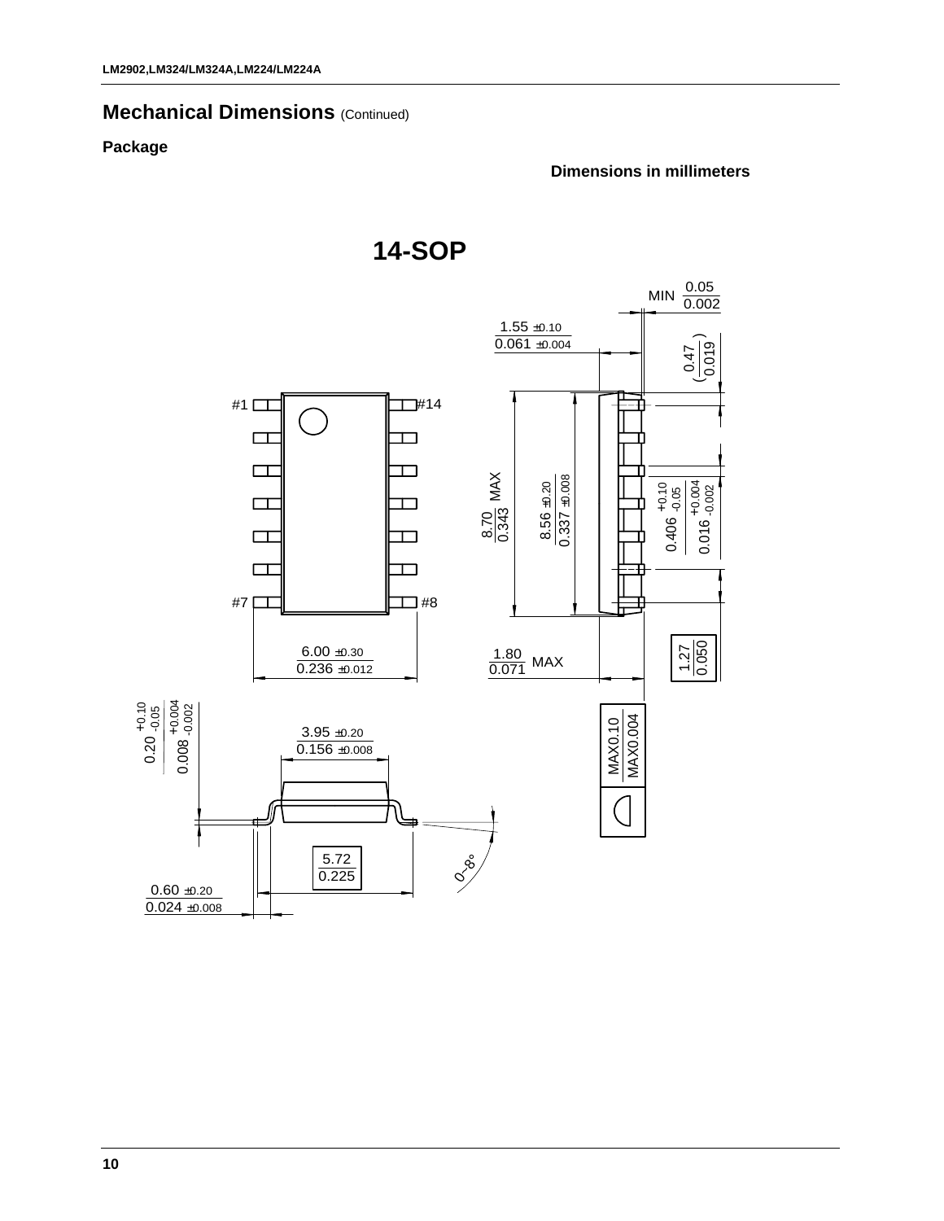## Mechanical Dimensions (Continued)

### Package

**Dimensions in millimeters**

## 14-SOP

#1 #14 #7 #8

MIN 0.05 / 0.002

1.55 ±0.10 / 0.061 ±0.004

(0.47 / 0.019)

8.70 / 0.343 MAX

8.56 ±0.20 / 0.337 ±0.008

0.406 +0.10 -0.05 / 0.016 +0.004 -0.002

6.00 ±0.30 / 0.236 ±0.012

1.80 / 0.071 MAX

1.27 / 0.050

MAX0.10 / MAX0.004

0.20 +0.10 -0.05 / 0.008 +0.004 -0.002

3.95 ±0.20 / 0.156 ±0.008

5.72 / 0.225

0~8°

0.60 ±0.20 / 0.024 ±0.008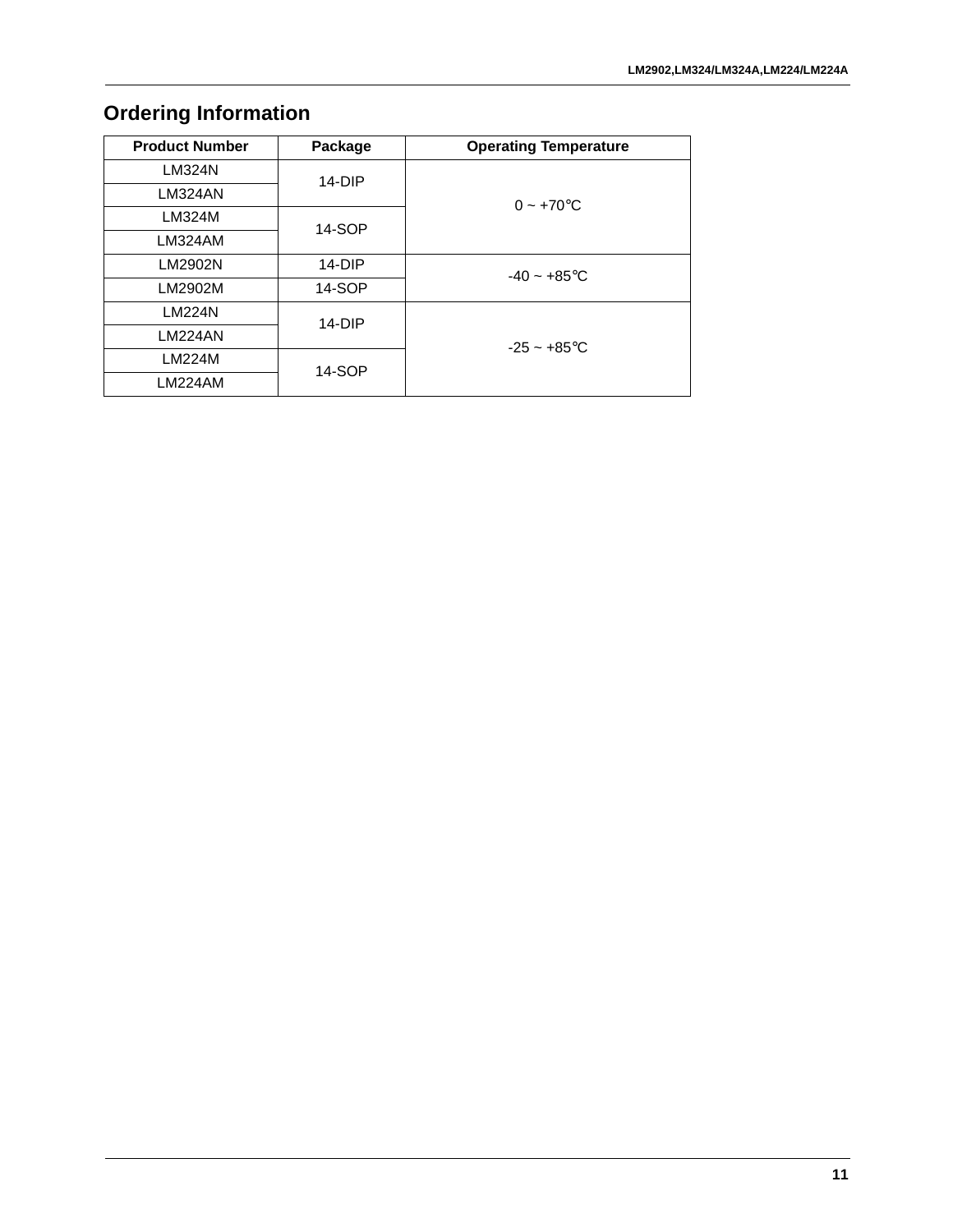## Ordering Information

| Product Number | Package | Operating Temperature |
|---|---|---|
| LM324N | 14-DIP | 0 ~ +70℃ |
| LM324AN | | |
| LM324M | 14-SOP | |
| LM324AM | | |
| LM2902N | 14-DIP | -40 ~ +85℃ |
| LM2902M | 14-SOP | |
| LM224N | 14-DIP | -25 ~ +85℃ |
| LM224AN | | |
| LM224M | 14-SOP | |
| LM224AM | | |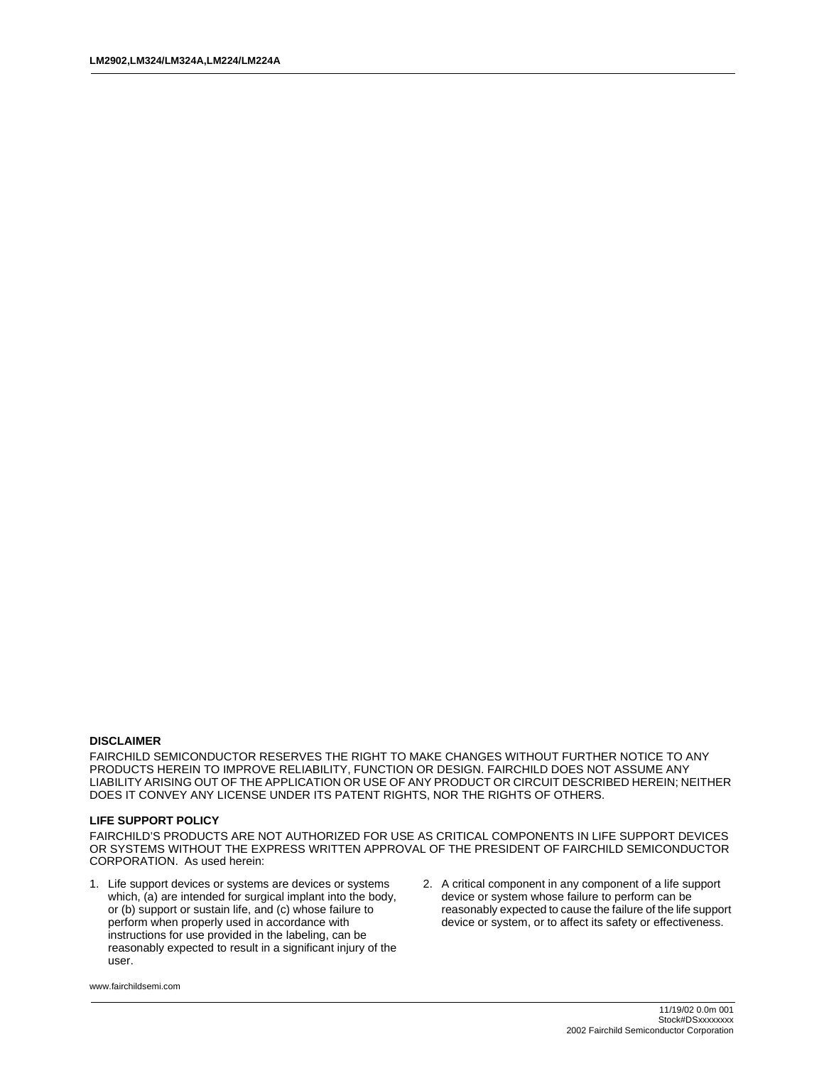**DISCLAIMER**

FAIRCHILD SEMICONDUCTOR RESERVES THE RIGHT TO MAKE CHANGES WITHOUT FURTHER NOTICE TO ANY PRODUCTS HEREIN TO IMPROVE RELIABILITY, FUNCTION OR DESIGN. FAIRCHILD DOES NOT ASSUME ANY LIABILITY ARISING OUT OF THE APPLICATION OR USE OF ANY PRODUCT OR CIRCUIT DESCRIBED HEREIN; NEITHER DOES IT CONVEY ANY LICENSE UNDER ITS PATENT RIGHTS, NOR THE RIGHTS OF OTHERS.

**LIFE SUPPORT POLICY**

FAIRCHILD'S PRODUCTS ARE NOT AUTHORIZED FOR USE AS CRITICAL COMPONENTS IN LIFE SUPPORT DEVICES OR SYSTEMS WITHOUT THE EXPRESS WRITTEN APPROVAL OF THE PRESIDENT OF FAIRCHILD SEMICONDUCTOR CORPORATION. As used herein:

1. Life support devices or systems are devices or systems which, (a) are intended for surgical implant into the body, or (b) support or sustain life, and (c) whose failure to perform when properly used in accordance with instructions for use provided in the labeling, can be reasonably expected to result in a significant injury of the user.
2. A critical component in any component of a life support device or system whose failure to perform can be reasonably expected to cause the failure of the life support device or system, or to affect its safety or effectiveness.

www.fairchildsemi.com

11/19/02 0.0m 001
Stock#DSxxxxxxxx
2002 Fairchild Semiconductor Corporation